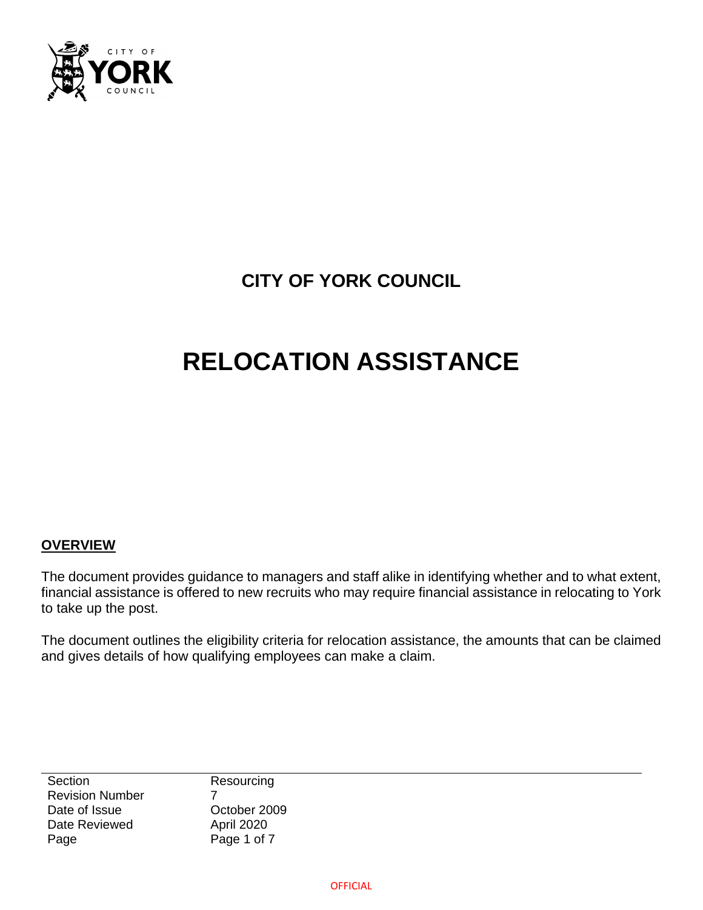# CITY OF YORK COUNCIL

# RELOCATION ASSISTANCE

## OVERVIEW

The document provides guidance to managers and staff alike in identifying whether and to what extent, financial assistance is offered to new recruits who may require financial assistance in relocating to York to take up the post.

The document outlines the eligibility criteria for relocation assistance, the amounts that can be claimed and gives details of how qualifying employees can make a claim.

| | |
|---|---|
| Section | Resourcing |
| Revision Number | 7 |
| Date of Issue | October 2009 |
| Date Reviewed | April 2020 |
| Page | Page 1 of 7 |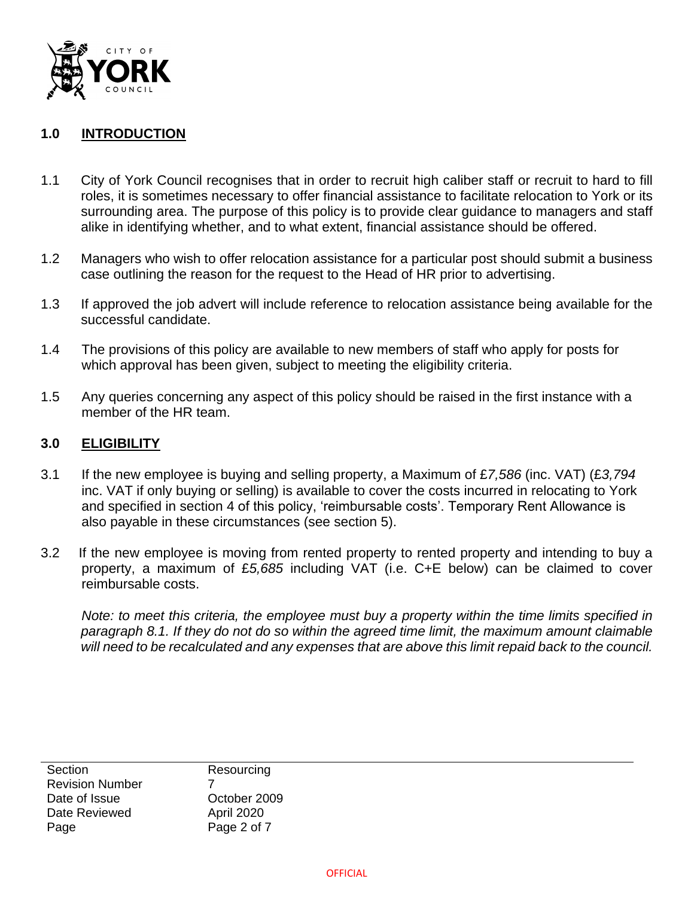## 1.0 INTRODUCTION

1.1 City of York Council recognises that in order to recruit high caliber staff or recruit to hard to fill roles, it is sometimes necessary to offer financial assistance to facilitate relocation to York or its surrounding area. The purpose of this policy is to provide clear guidance to managers and staff alike in identifying whether, and to what extent, financial assistance should be offered.

1.2 Managers who wish to offer relocation assistance for a particular post should submit a business case outlining the reason for the request to the Head of HR prior to advertising.

1.3 If approved the job advert will include reference to relocation assistance being available for the successful candidate.

1.4 The provisions of this policy are available to new members of staff who apply for posts for which approval has been given, subject to meeting the eligibility criteria.

1.5 Any queries concerning any aspect of this policy should be raised in the first instance with a member of the HR team.

## 3.0 ELIGIBILITY

3.1 If the new employee is buying and selling property, a Maximum of £*7,586* (inc. VAT) (£*3,794* inc. VAT if only buying or selling) is available to cover the costs incurred in relocating to York and specified in section 4 of this policy, 'reimbursable costs'. Temporary Rent Allowance is also payable in these circumstances (see section 5).

3.2 If the new employee is moving from rented property to rented property and intending to buy a property, a maximum of £*5,685* including VAT (i.e. C+E below) can be claimed to cover reimbursable costs.

*Note: to meet this criteria, the employee must buy a property within the time limits specified in paragraph 8.1. If they do not do so within the agreed time limit, the maximum amount claimable will need to be recalculated and any expenses that are above this limit repaid back to the council.*

| Section | Resourcing |
| --- | --- |
| Revision Number | 7 |
| Date of Issue | October 2009 |
| Date Reviewed | April 2020 |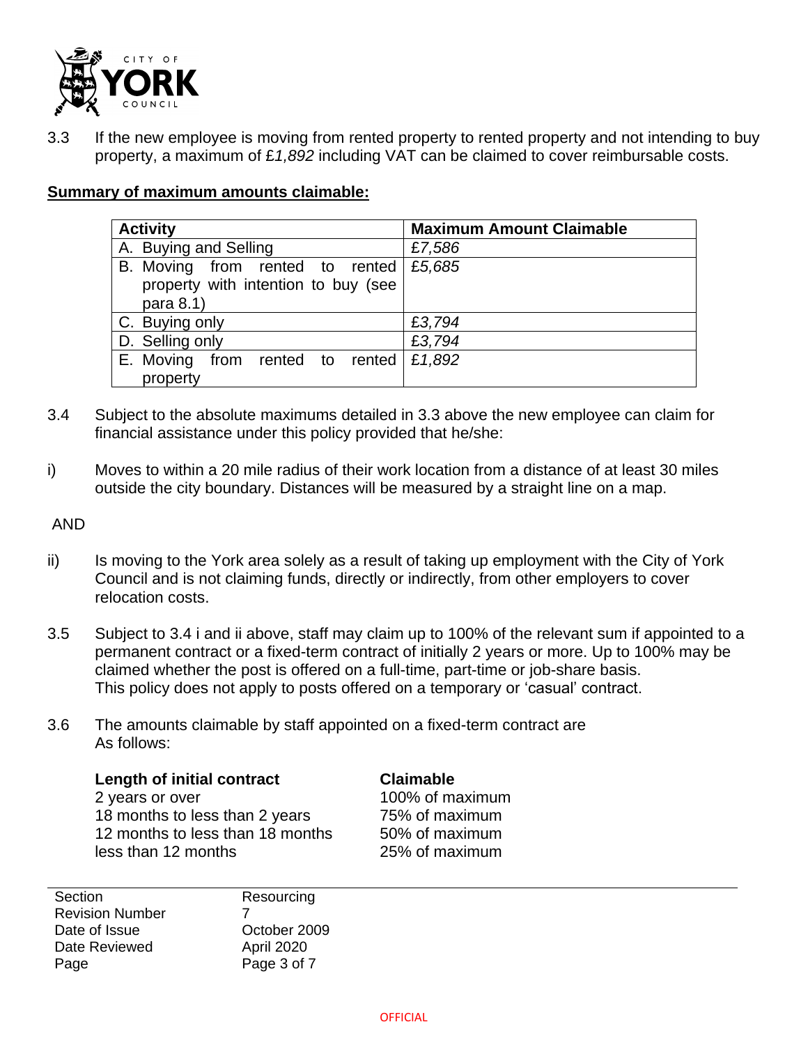3.3 If the new employee is moving from rented property to rented property and not intending to buy property, a maximum of £*1,892* including VAT can be claimed to cover reimbursable costs.

**Summary of maximum amounts claimable:**

| Activity | Maximum Amount Claimable |
|---|---|
| A. Buying and Selling | *£7,586* |
| B. Moving from rented to rented property with intention to buy (see para 8.1) | *£5,685* |
| C. Buying only | *£3,794* |
| D. Selling only | *£3,794* |
| E. Moving from rented to rented property | *£1,892* |

3.4 Subject to the absolute maximums detailed in 3.3 above the new employee can claim for financial assistance under this policy provided that he/she:

i) Moves to within a 20 mile radius of their work location from a distance of at least 30 miles outside the city boundary. Distances will be measured by a straight line on a map.

AND

ii) Is moving to the York area solely as a result of taking up employment with the City of York Council and is not claiming funds, directly or indirectly, from other employers to cover relocation costs.

3.5 Subject to 3.4 i and ii above, staff may claim up to 100% of the relevant sum if appointed to a permanent contract or a fixed-term contract of initially 2 years or more. Up to 100% may be claimed whether the post is offered on a full-time, part-time or job-share basis. This policy does not apply to posts offered on a temporary or 'casual' contract.

3.6 The amounts claimable by staff appointed on a fixed-term contract are As follows:

| Length of initial contract | Claimable |
|---|---|
| 2 years or over | 100% of maximum |
| 18 months to less than 2 years | 75% of maximum |
| 12 months to less than 18 months | 50% of maximum |
| less than 12 months | 25% of maximum |

| Section | Resourcing |
|---|---|
| Revision Number | 7 |
| Date of Issue | October 2009 |
| Date Reviewed | April 2020 |
| Page | Page 3 of 7 |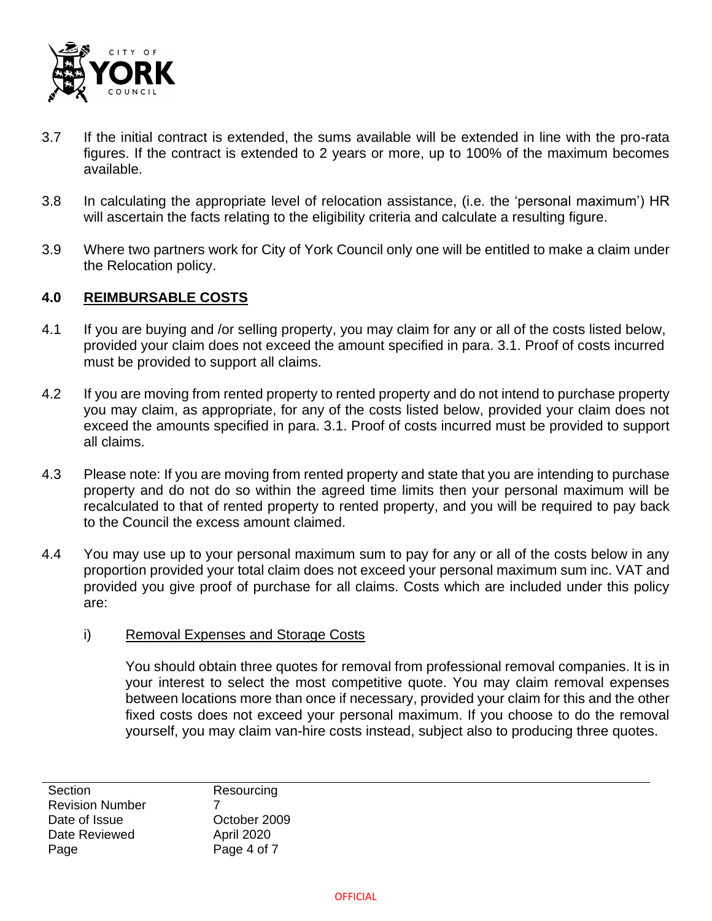3.7 If the initial contract is extended, the sums available will be extended in line with the pro-rata figures. If the contract is extended to 2 years or more, up to 100% of the maximum becomes available.

3.8 In calculating the appropriate level of relocation assistance, (i.e. the 'personal maximum') HR will ascertain the facts relating to the eligibility criteria and calculate a resulting figure.

3.9 Where two partners work for City of York Council only one will be entitled to make a claim under the Relocation policy.

## 4.0 REIMBURSABLE COSTS

4.1 If you are buying and /or selling property, you may claim for any or all of the costs listed below, provided your claim does not exceed the amount specified in para. 3.1. Proof of costs incurred must be provided to support all claims.

4.2 If you are moving from rented property to rented property and do not intend to purchase property you may claim, as appropriate, for any of the costs listed below, provided your claim does not exceed the amounts specified in para. 3.1. Proof of costs incurred must be provided to support all claims.

4.3 Please note: If you are moving from rented property and state that you are intending to purchase property and do not do so within the agreed time limits then your personal maximum will be recalculated to that of rented property to rented property, and you will be required to pay back to the Council the excess amount claimed.

4.4 You may use up to your personal maximum sum to pay for any or all of the costs below in any proportion provided your total claim does not exceed your personal maximum sum inc. VAT and provided you give proof of purchase for all claims. Costs which are included under this policy are:

i) Removal Expenses and Storage Costs

You should obtain three quotes for removal from professional removal companies. It is in your interest to select the most competitive quote. You may claim removal expenses between locations more than once if necessary, provided your claim for this and the other fixed costs does not exceed your personal maximum. If you choose to do the removal yourself, you may claim van-hire costs instead, subject also to producing three quotes.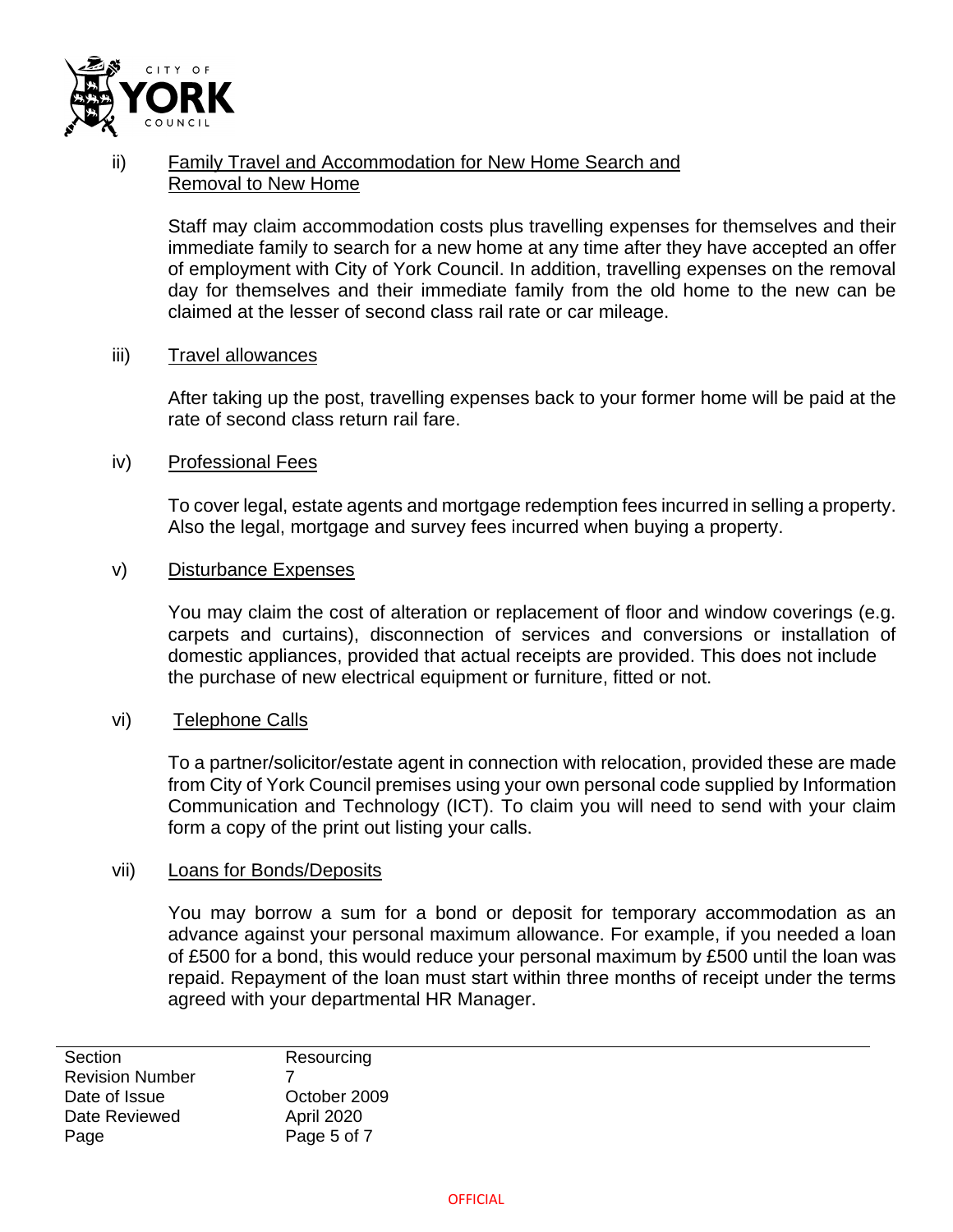ii) Family Travel and Accommodation for New Home Search and Removal to New Home

Staff may claim accommodation costs plus travelling expenses for themselves and their immediate family to search for a new home at any time after they have accepted an offer of employment with City of York Council. In addition, travelling expenses on the removal day for themselves and their immediate family from the old home to the new can be claimed at the lesser of second class rail rate or car mileage.

iii) Travel allowances

After taking up the post, travelling expenses back to your former home will be paid at the rate of second class return rail fare.

iv) Professional Fees

To cover legal, estate agents and mortgage redemption fees incurred in selling a property. Also the legal, mortgage and survey fees incurred when buying a property.

v) Disturbance Expenses

You may claim the cost of alteration or replacement of floor and window coverings (e.g. carpets and curtains), disconnection of services and conversions or installation of domestic appliances, provided that actual receipts are provided. This does not include the purchase of new electrical equipment or furniture, fitted or not.

vi) Telephone Calls

To a partner/solicitor/estate agent in connection with relocation, provided these are made from City of York Council premises using your own personal code supplied by Information Communication and Technology (ICT). To claim you will need to send with your claim form a copy of the print out listing your calls.

vii) Loans for Bonds/Deposits

You may borrow a sum for a bond or deposit for temporary accommodation as an advance against your personal maximum allowance. For example, if you needed a loan of £500 for a bond, this would reduce your personal maximum by £500 until the loan was repaid. Repayment of the loan must start within three months of receipt under the terms agreed with your departmental HR Manager.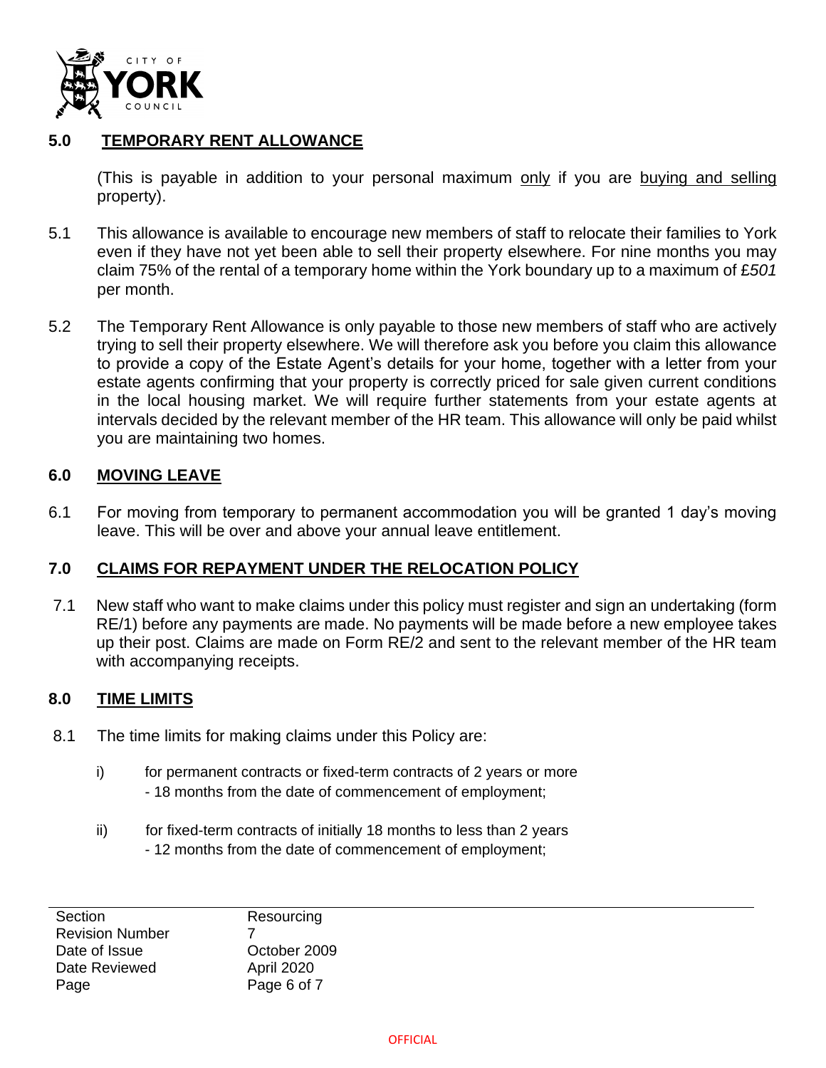## 5.0 TEMPORARY RENT ALLOWANCE

(This is payable in addition to your personal maximum only if you are buying and selling property).

5.1 This allowance is available to encourage new members of staff to relocate their families to York even if they have not yet been able to sell their property elsewhere. For nine months you may claim 75% of the rental of a temporary home within the York boundary up to a maximum of *£501* per month.

5.2 The Temporary Rent Allowance is only payable to those new members of staff who are actively trying to sell their property elsewhere. We will therefore ask you before you claim this allowance to provide a copy of the Estate Agent's details for your home, together with a letter from your estate agents confirming that your property is correctly priced for sale given current conditions in the local housing market. We will require further statements from your estate agents at intervals decided by the relevant member of the HR team. This allowance will only be paid whilst you are maintaining two homes.

## 6.0 MOVING LEAVE

6.1 For moving from temporary to permanent accommodation you will be granted 1 day's moving leave. This will be over and above your annual leave entitlement.

## 7.0 CLAIMS FOR REPAYMENT UNDER THE RELOCATION POLICY

7.1 New staff who want to make claims under this policy must register and sign an undertaking (form RE/1) before any payments are made. No payments will be made before a new employee takes up their post. Claims are made on Form RE/2 and sent to the relevant member of the HR team with accompanying receipts.

## 8.0 TIME LIMITS

8.1 The time limits for making claims under this Policy are:

i) for permanent contracts or fixed-term contracts of 2 years or more
- 18 months from the date of commencement of employment;

ii) for fixed-term contracts of initially 18 months to less than 2 years
- 12 months from the date of commencement of employment;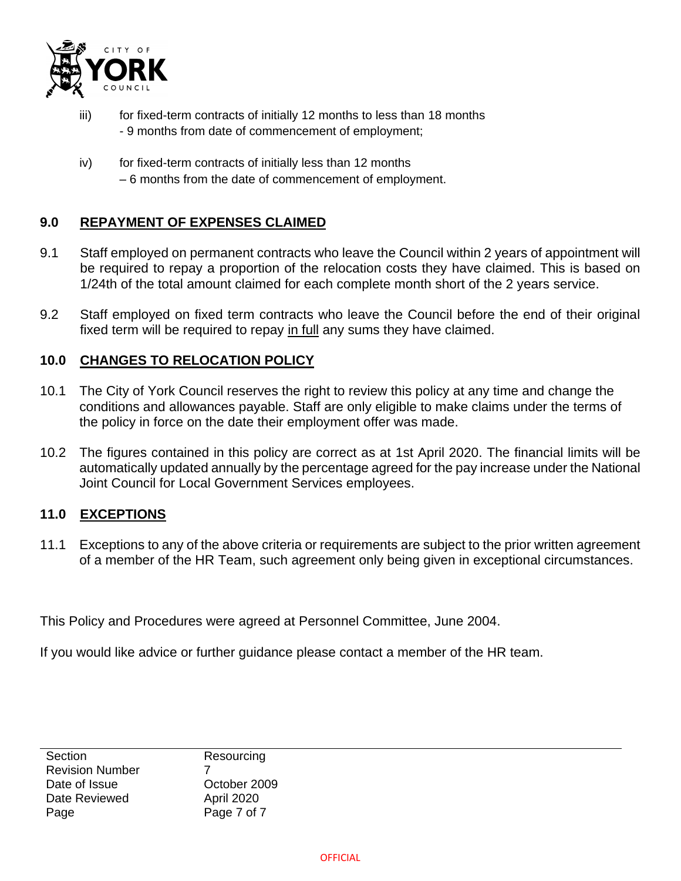iii) for fixed-term contracts of initially 12 months to less than 18 months - 9 months from date of commencement of employment;

iv) for fixed-term contracts of initially less than 12 months – 6 months from the date of commencement of employment.

## 9.0 REPAYMENT OF EXPENSES CLAIMED

9.1 Staff employed on permanent contracts who leave the Council within 2 years of appointment will be required to repay a proportion of the relocation costs they have claimed. This is based on 1/24th of the total amount claimed for each complete month short of the 2 years service.

9.2 Staff employed on fixed term contracts who leave the Council before the end of their original fixed term will be required to repay in full any sums they have claimed.

## 10.0 CHANGES TO RELOCATION POLICY

10.1 The City of York Council reserves the right to review this policy at any time and change the conditions and allowances payable. Staff are only eligible to make claims under the terms of the policy in force on the date their employment offer was made.

10.2 The figures contained in this policy are correct as at 1st April 2020. The financial limits will be automatically updated annually by the percentage agreed for the pay increase under the National Joint Council for Local Government Services employees.

## 11.0 EXCEPTIONS

11.1 Exceptions to any of the above criteria or requirements are subject to the prior written agreement of a member of the HR Team, such agreement only being given in exceptional circumstances.

This Policy and Procedures were agreed at Personnel Committee, June 2004.

If you would like advice or further guidance please contact a member of the HR team.

| | |
|---|---|
| Section | Resourcing |
| Revision Number | 7 |
| Date of Issue | October 2009 |
| Date Reviewed | April 2020 |
| Page | Page 7 of 7 |